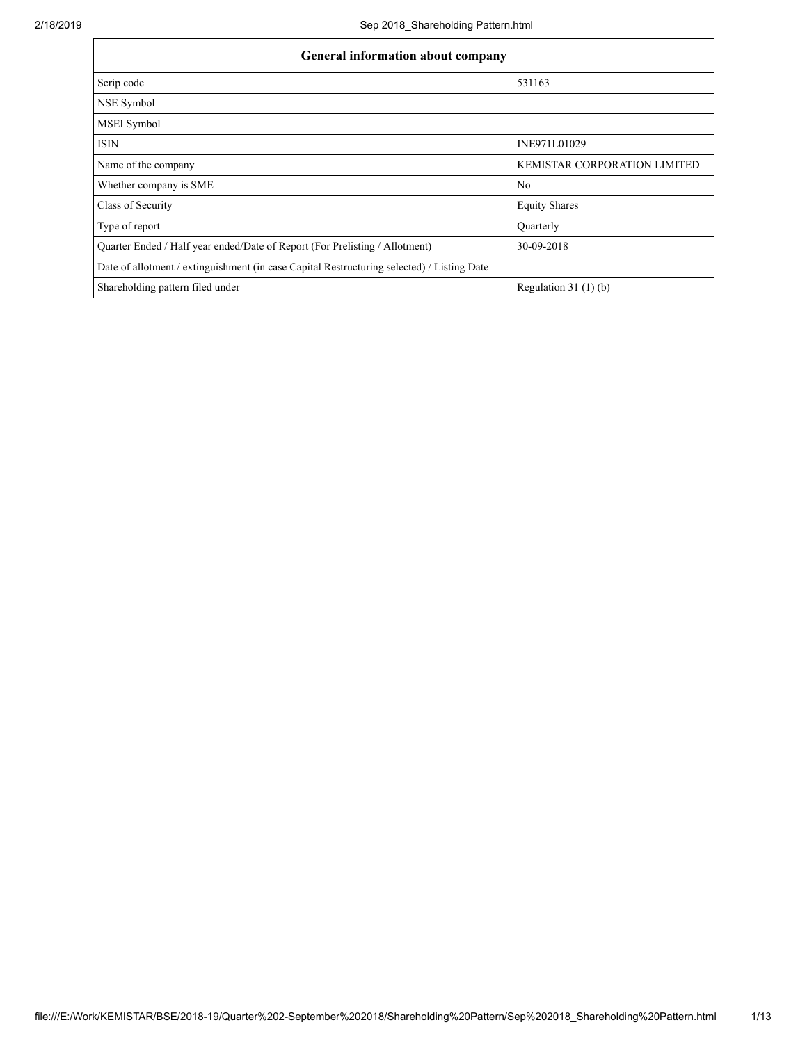| General information about company | |
|---|---|
| Scrip code | 531163 |
| NSE Symbol | |
| MSEI Symbol | |
| ISIN | INE971L01029 |
| Name of the company | KEMISTAR CORPORATION LIMITED |
| Whether company is SME | No |
| Class of Security | Equity Shares |
| Type of report | Quarterly |
| Quarter Ended / Half year ended/Date of Report (For Prelisting / Allotment) | 30-09-2018 |
| Date of allotment / extinguishment (in case Capital Restructuring selected) / Listing Date | |
| Shareholding pattern filed under | Regulation 31 (1) (b) |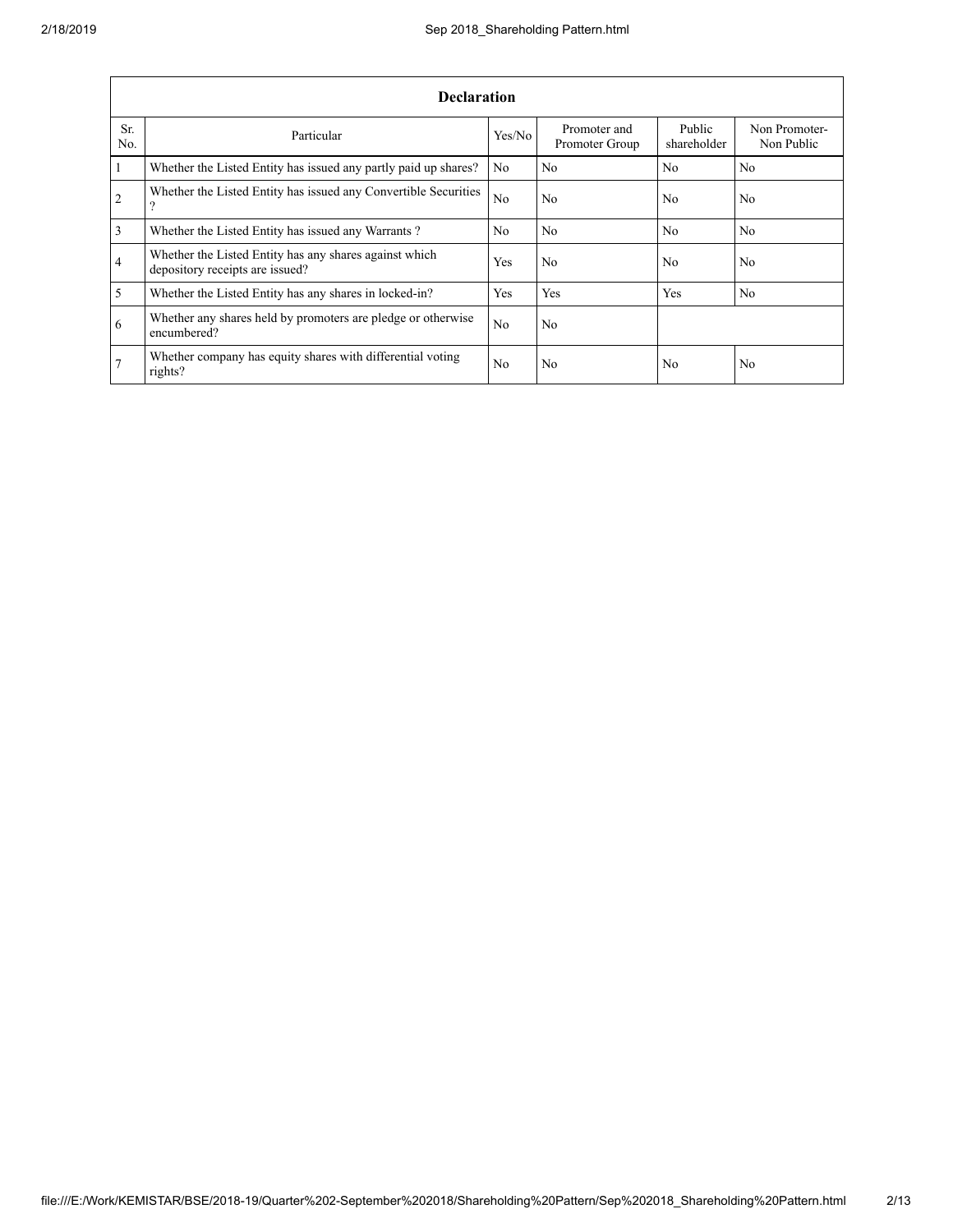| Declaration | | | | | |
|---|---|---|---|---|---|
| Sr. No. | Particular | Yes/No | Promoter and Promoter Group | Public shareholder | Non Promoter- Non Public |
| 1 | Whether the Listed Entity has issued any partly paid up shares? | No | No | No | No |
| 2 | Whether the Listed Entity has issued any Convertible Securities ? | No | No | No | No |
| 3 | Whether the Listed Entity has issued any Warrants ? | No | No | No | No |
| 4 | Whether the Listed Entity has any shares against which depository receipts are issued? | Yes | No | No | No |
| 5 | Whether the Listed Entity has any shares in locked-in? | Yes | Yes | Yes | No |
| 6 | Whether any shares held by promoters are pledge or otherwise encumbered? | No | No | | |
| 7 | Whether company has equity shares with differential voting rights? | No | No | No | No |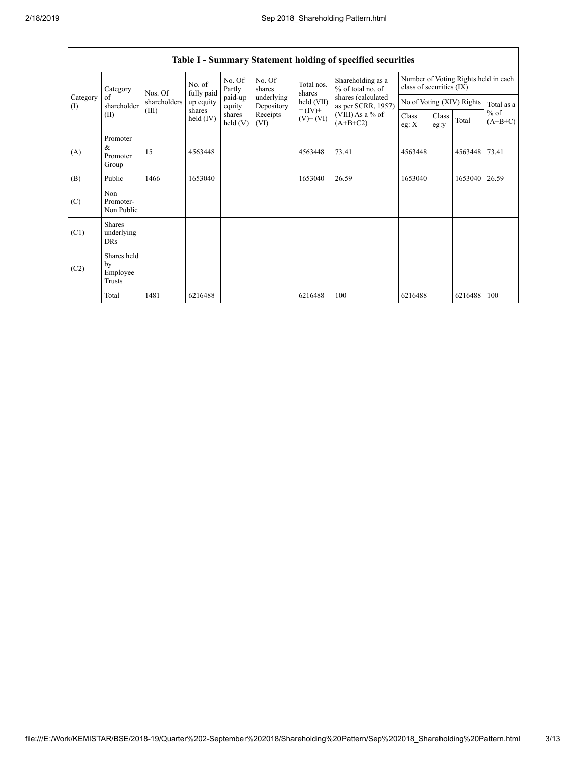| Table I - Summary Statement holding of specified securities | | | | | | | | | | | | |
|---|---|---|---|---|---|---|---|---|---|---|---|---|
| Category (I) | Category of shareholder (II) | Nos. Of shareholders (III) | No. of fully paid up equity shares held (IV) | No. Of Partly paid-up equity shares held (V) | No. Of shares underlying Depository Receipts (VI) | Total nos. shares held (VII) = (IV)+ (V)+ (VI) | Shareholding as a % of total no. of shares (calculated as per SCRR, 1957) (VIII) As a % of (A+B+C2) | Number of Voting Rights held in each class of securities (IX) | | | |
| | | | | | | | | No of Voting (XIV) Rights | | | Total as a % of (A+B+C) |
| | | | | | | | | Class eg: X | Class eg:y | Total | |
| (A) | Promoter & Promoter Group | 15 | 4563448 | | | 4563448 | 73.41 | 4563448 | | 4563448 | 73.41 |
| (B) | Public | 1466 | 1653040 | | | 1653040 | 26.59 | 1653040 | | 1653040 | 26.59 |
| (C) | Non Promoter- Non Public | | | | | | | | | | |
| (C1) | Shares underlying DRs | | | | | | | | | | |
| (C2) | Shares held by Employee Trusts | | | | | | | | | | |
| | Total | 1481 | 6216488 | | | 6216488 | 100 | 6216488 | | 6216488 | 100 |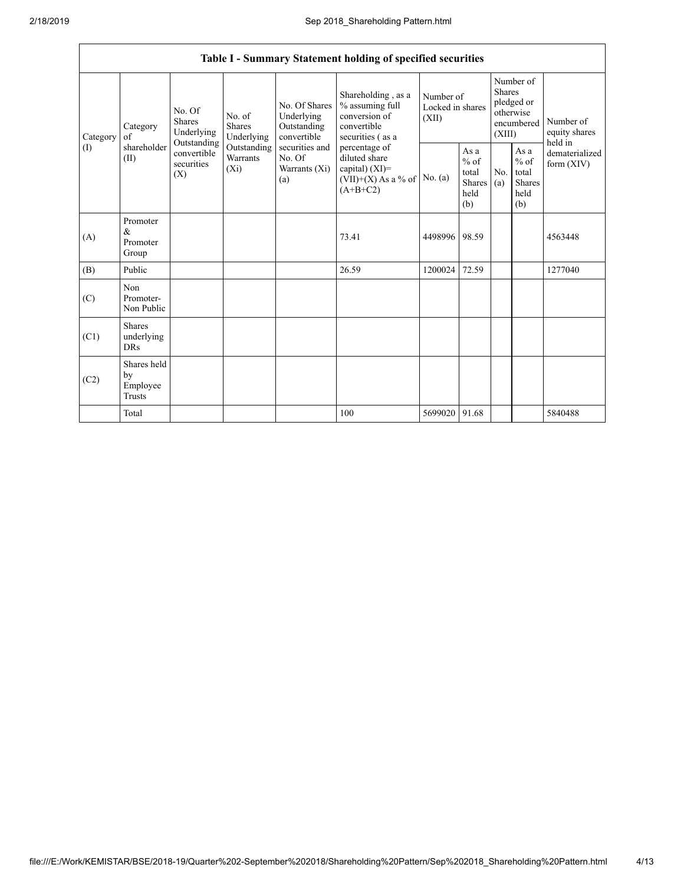| Table I - Summary Statement holding of specified securities | | | | | | | | | | | |
|---|---|---|---|---|---|---|---|---|---|---|---|
| Category (I) | Category of shareholder (II) | No. Of Shares Underlying Outstanding convertible securities (X) | No. of Shares Underlying Outstanding Warrants (Xi) | No. Of Shares Underlying Outstanding convertible securities and No. Of Warrants (Xi) (a) | Shareholding , as a % assuming full conversion of convertible securities ( as a percentage of diluted share capital) (XI)= (VII)+(X) As a % of (A+B+C2) | Number of Locked in shares (XII) | | Number of Shares pledged or otherwise encumbered (XIII) | | Number of equity shares held in dematerialized form (XIV) |
| | | | | | | No. (a) | As a % of total Shares held (b) | No. (a) | As a % of total Shares held (b) | |
| (A) | Promoter & Promoter Group | | | | 73.41 | 4498996 | 98.59 | | | 4563448 |
| (B) | Public | | | | 26.59 | 1200024 | 72.59 | | | 1277040 |
| (C) | Non Promoter- Non Public | | | | | | | | | |
| (C1) | Shares underlying DRs | | | | | | | | | |
| (C2) | Shares held by Employee Trusts | | | | | | | | | |
| | Total | | | | 100 | 5699020 | 91.68 | | | 5840488 |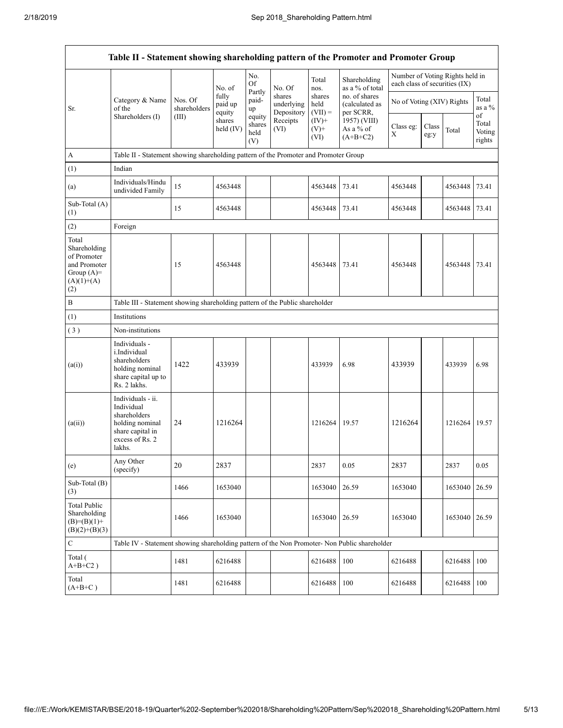| Table II - Statement showing shareholding pattern of the Promoter and Promoter Group | | | | | | | | | | | |
|---|---|---|---|---|---|---|---|---|---|---|---|
| Sr. | Category & Name of the Shareholders (I) | Nos. Of shareholders (III) | No. of fully paid up equity shares held (IV) | No. Of Partly paid-up equity shares held (V) | No. Of shares underlying Depository Receipts (VI) | Total nos. shares held (VII) = (IV)+ (V)+ (VI) | Shareholding as a % of total no. of shares (calculated as per SCRR, 1957) (VIII) As a % of (A+B+C2) | Number of Voting Rights held in each class of securities (IX) | | | |
| | | | | | | | | No of Voting (XIV) Rights | | | Total as a % of Total Voting rights |
| | | | | | | | | Class eg: X | Class eg:y | Total | |
| A | Table II - Statement showing shareholding pattern of the Promoter and Promoter Group | | | | | | | | | | |
| (1) | Indian | | | | | | | | | | |
| (a) | Individuals/Hindu undivided Family | 15 | 4563448 | | | 4563448 | 73.41 | 4563448 | | 4563448 | 73.41 |
| Sub-Total (A)(1) | | 15 | 4563448 | | | 4563448 | 73.41 | 4563448 | | 4563448 | 73.41 |
| (2) | Foreign | | | | | | | | | | |
| Total Shareholding of Promoter and Promoter Group (A)=(A)(1)+(A)(2) | | 15 | 4563448 | | | 4563448 | 73.41 | 4563448 | | 4563448 | 73.41 |
| B | Table III - Statement showing shareholding pattern of the Public shareholder | | | | | | | | | | |
| (1) | Institutions | | | | | | | | | | |
| (3) | Non-institutions | | | | | | | | | | |
| (a(i)) | Individuals - i.Individual shareholders holding nominal share capital up to Rs. 2 lakhs. | 1422 | 433939 | | | 433939 | 6.98 | 433939 | | 433939 | 6.98 |
| (a(ii)) | Individuals - ii. Individual shareholders holding nominal share capital in excess of Rs. 2 lakhs. | 24 | 1216264 | | | 1216264 | 19.57 | 1216264 | | 1216264 | 19.57 |
| (e) | Any Other (specify) | 20 | 2837 | | | 2837 | 0.05 | 2837 | | 2837 | 0.05 |
| Sub-Total (B)(3) | | 1466 | 1653040 | | | 1653040 | 26.59 | 1653040 | | 1653040 | 26.59 |
| Total Public Shareholding (B)=(B)(1)+(B)(2)+(B)(3) | | 1466 | 1653040 | | | 1653040 | 26.59 | 1653040 | | 1653040 | 26.59 |
| C | Table IV - Statement showing shareholding pattern of the Non Promoter- Non Public shareholder | | | | | | | | | | |
| Total ( A+B+C2 ) | | 1481 | 6216488 | | | 6216488 | 100 | 6216488 | | 6216488 | 100 |
| Total (A+B+C ) | | 1481 | 6216488 | | | 6216488 | 100 | 6216488 | | 6216488 | 100 |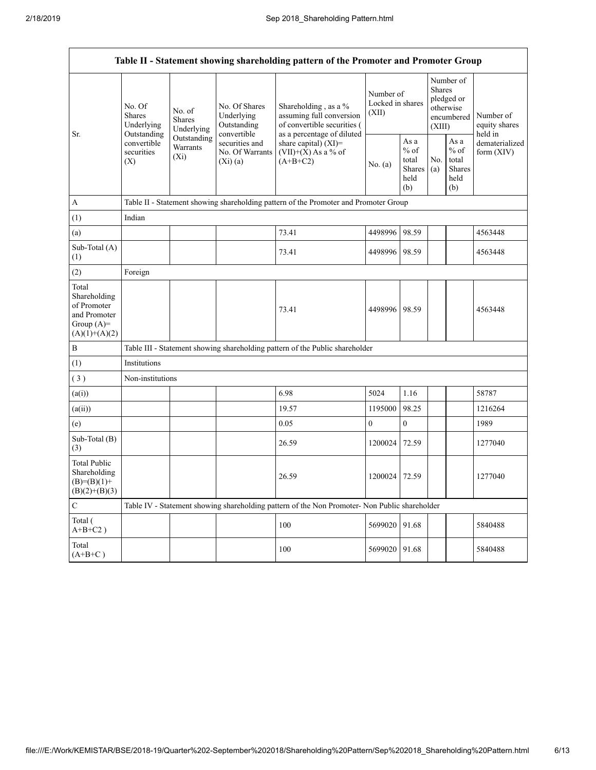| Table II - Statement showing shareholding pattern of the Promoter and Promoter Group | | | | | | | | | |
|---|---|---|---|---|---|---|---|---|---|
| Sr. | No. Of Shares Underlying Outstanding convertible securities (X) | No. of Shares Underlying Outstanding Warrants (Xi) | No. Of Shares Underlying Outstanding convertible securities and No. Of Warrants (Xi) (a) | Shareholding , as a % assuming full conversion of convertible securities ( as a percentage of diluted share capital) (XI)= (VII)+(X) As a % of (A+B+C2) | Number of Locked in shares (XII) | | Number of Shares pledged or otherwise encumbered (XIII) | | Number of equity shares held in dematerialized form (XIV) |
| | | | | | No. (a) | As a % of total Shares held (b) | No. (a) | As a % of total Shares held (b) | |
| A | Table II - Statement showing shareholding pattern of the Promoter and Promoter Group | | | | | | | | |
| (1) | Indian | | | | | | | | |
| (a) | | | | 73.41 | 4498996 | 98.59 | | | 4563448 |
| Sub-Total (A) (1) | | | | 73.41 | 4498996 | 98.59 | | | 4563448 |
| (2) | Foreign | | | | | | | | |
| Total Shareholding of Promoter and Promoter Group (A)= (A)(1)+(A)(2) | | | | 73.41 | 4498996 | 98.59 | | | 4563448 |
| B | Table III - Statement showing shareholding pattern of the Public shareholder | | | | | | | | |
| (1) | Institutions | | | | | | | | |
| ( 3 ) | Non-institutions | | | | | | | | |
| (a(i)) | | | | 6.98 | 5024 | 1.16 | | | 58787 |
| (a(ii)) | | | | 19.57 | 1195000 | 98.25 | | | 1216264 |
| (e) | | | | 0.05 | 0 | 0 | | | 1989 |
| Sub-Total (B) (3) | | | | 26.59 | 1200024 | 72.59 | | | 1277040 |
| Total Public Shareholding (B)=(B)(1)+(B)(2)+(B)(3) | | | | 26.59 | 1200024 | 72.59 | | | 1277040 |
| C | Table IV - Statement showing shareholding pattern of the Non Promoter- Non Public shareholder | | | | | | | | |
| Total ( A+B+C2 ) | | | | 100 | 5699020 | 91.68 | | | 5840488 |
| Total (A+B+C ) | | | | 100 | 5699020 | 91.68 | | | 5840488 |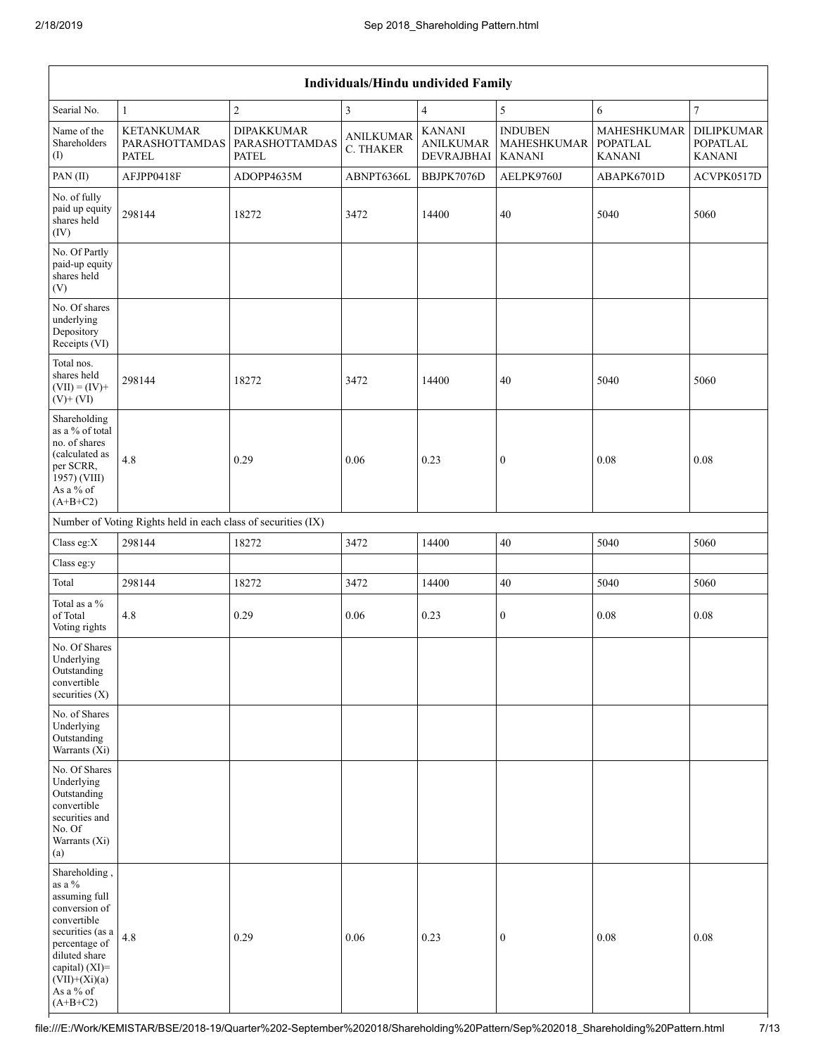| Individuals/Hindu undivided Family | | | | | | | |
|---|---|---|---|---|---|---|---|
| Searial No. | 1 | 2 | 3 | 4 | 5 | 6 | 7 |
| Name of the Shareholders (I) | KETANKUMAR PARASHOTTAMDAS PATEL | DIPAKKUMAR PARASHOTTAMDAS PATEL | ANILKUMAR C. THAKER | KANANI ANILKUMAR DEVRAJBHAI | INDUBEN MAHESHKUMAR KANANI | MAHESHKUMAR POPATLAL KANANI | DILIPKUMAR POPATLAL KANANI |
| PAN (II) | AFJPP0418F | ADOPP4635M | ABNPT6366L | BBJPK7076D | AELPK9760J | ABAPK6701D | ACVPK0517D |
| No. of fully paid up equity shares held (IV) | 298144 | 18272 | 3472 | 14400 | 40 | 5040 | 5060 |
| No. Of Partly paid-up equity shares held (V) | | | | | | | |
| No. Of shares underlying Depository Receipts (VI) | | | | | | | |
| Total nos. shares held (VII) = (IV)+ (V)+ (VI) | 298144 | 18272 | 3472 | 14400 | 40 | 5040 | 5060 |
| Shareholding as a % of total no. of shares (calculated as per SCRR, 1957) (VIII) As a % of (A+B+C2) | 4.8 | 0.29 | 0.06 | 0.23 | 0 | 0.08 | 0.08 |
| Number of Voting Rights held in each class of securities (IX) | | | | | | | |
| Class eg:X | 298144 | 18272 | 3472 | 14400 | 40 | 5040 | 5060 |
| Class eg:y | | | | | | | |
| Total | 298144 | 18272 | 3472 | 14400 | 40 | 5040 | 5060 |
| Total as a % of Total Voting rights | 4.8 | 0.29 | 0.06 | 0.23 | 0 | 0.08 | 0.08 |
| No. Of Shares Underlying Outstanding convertible securities (X) | | | | | | | |
| No. of Shares Underlying Outstanding Warrants (Xi) | | | | | | | |
| No. Of Shares Underlying Outstanding convertible securities and No. Of Warrants (Xi) (a) | | | | | | | |
| Shareholding , as a % assuming full conversion of convertible securities (as a percentage of diluted share capital) (XI)= (VII)+(Xi)(a) As a % of (A+B+C2) | 4.8 | 0.29 | 0.06 | 0.23 | 0 | 0.08 | 0.08 |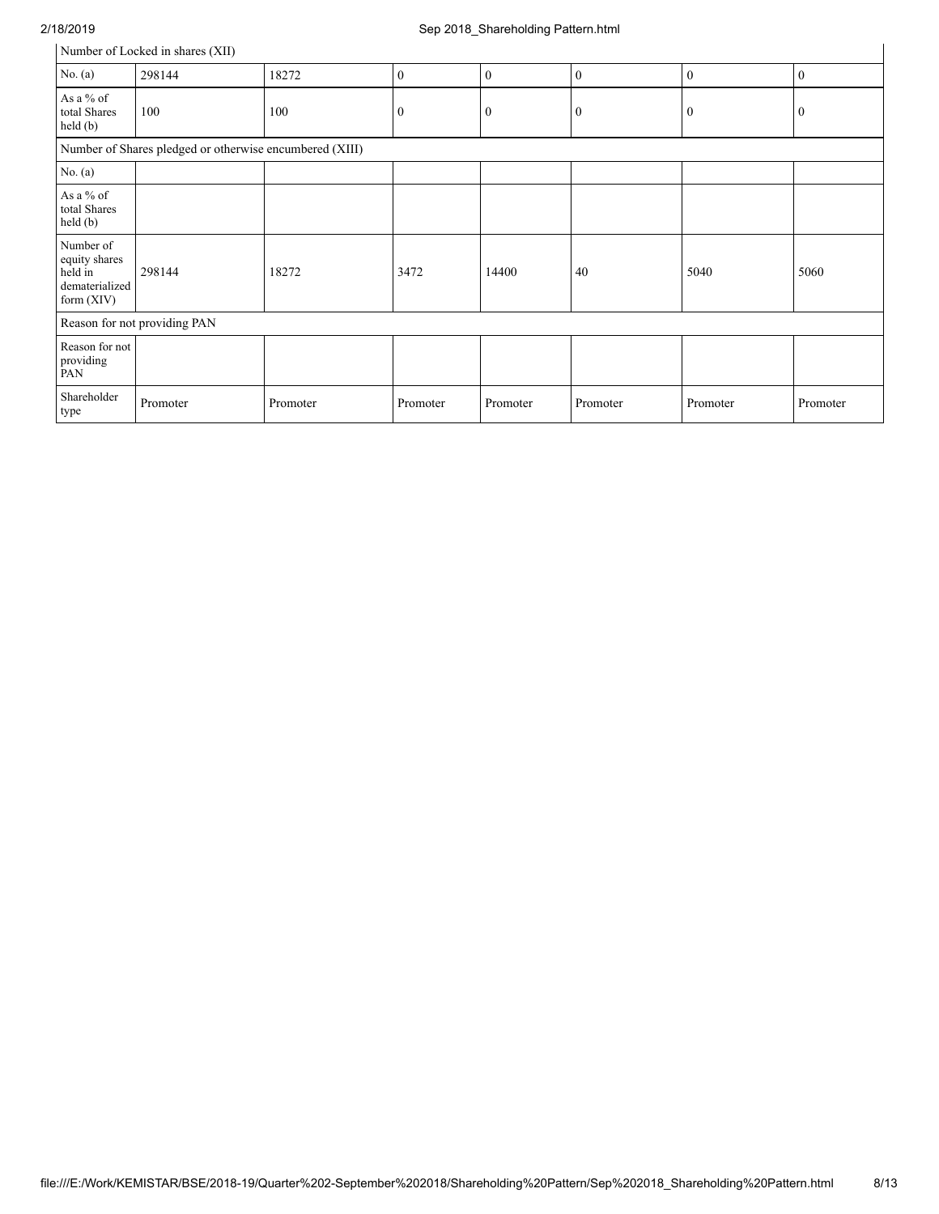| Number of Locked in shares (XII) | | | | | | | |
|---|---|---|---|---|---|---|---|
| No. (a) | 298144 | 18272 | 0 | 0 | 0 | 0 | 0 |
| As a % of total Shares held (b) | 100 | 100 | 0 | 0 | 0 | 0 | 0 |
| Number of Shares pledged or otherwise encumbered (XIII) | | | | | | | |
| No. (a) | | | | | | | |
| As a % of total Shares held (b) | | | | | | | |
| Number of equity shares held in dematerialized form (XIV) | 298144 | 18272 | 3472 | 14400 | 40 | 5040 | 5060 |
| Reason for not providing PAN | | | | | | | |
| Reason for not providing PAN | | | | | | | |
| Shareholder type | Promoter | Promoter | Promoter | Promoter | Promoter | Promoter | Promoter |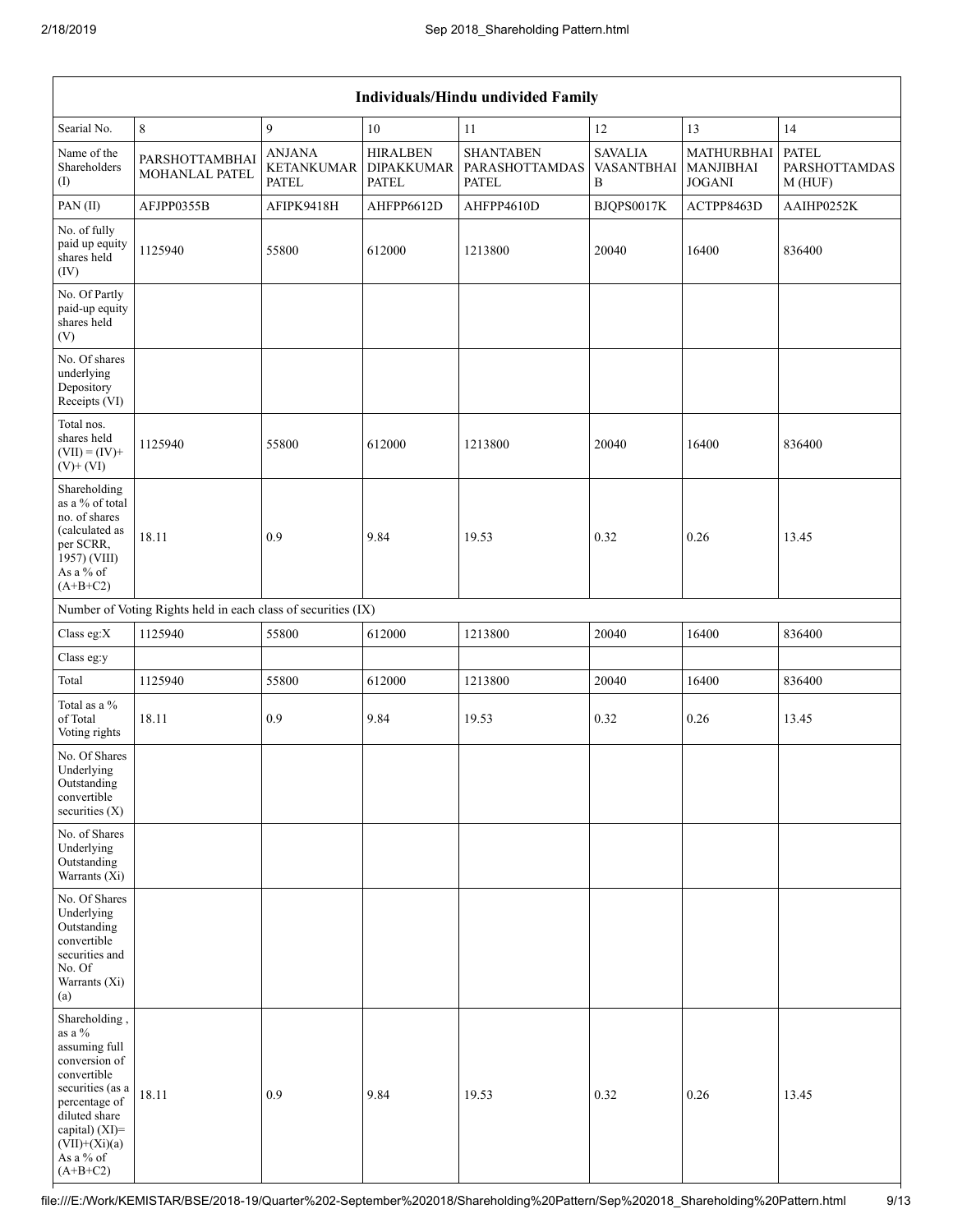| Individuals/Hindu undivided Family | | | | | | | |
|---|---|---|---|---|---|---|---|
| Searial No. | 8 | 9 | 10 | 11 | 12 | 13 | 14 |
| Name of the Shareholders (I) | PARSHOTTAMBHAI MOHANLAL PATEL | ANJANA KETANKUMAR PATEL | HIRALBEN DIPAKKUMAR PATEL | SHANTABEN PARASHOTTAMDAS PATEL | SAVALIA VASANTBHAI B | MATHURBHAI MANJIBHAI JOGANI | PATEL PARSHOTTAMDAS M (HUF) |
| PAN (II) | AFJPP0355B | AFIPK9418H | AHFPP6612D | AHFPP4610D | BJQPS0017K | ACTPP8463D | AAIHP0252K |
| No. of fully paid up equity shares held (IV) | 1125940 | 55800 | 612000 | 1213800 | 20040 | 16400 | 836400 |
| No. Of Partly paid-up equity shares held (V) | | | | | | | |
| No. Of shares underlying Depository Receipts (VI) | | | | | | | |
| Total nos. shares held (VII) = (IV)+ (V)+ (VI) | 1125940 | 55800 | 612000 | 1213800 | 20040 | 16400 | 836400 |
| Shareholding as a % of total no. of shares (calculated as per SCRR, 1957) (VIII) As a % of (A+B+C2) | 18.11 | 0.9 | 9.84 | 19.53 | 0.32 | 0.26 | 13.45 |
| Number of Voting Rights held in each class of securities (IX) | | | | | | | |
| Class eg:X | 1125940 | 55800 | 612000 | 1213800 | 20040 | 16400 | 836400 |
| Class eg:y | | | | | | | |
| Total | 1125940 | 55800 | 612000 | 1213800 | 20040 | 16400 | 836400 |
| Total as a % of Total Voting rights | 18.11 | 0.9 | 9.84 | 19.53 | 0.32 | 0.26 | 13.45 |
| No. Of Shares Underlying Outstanding convertible securities (X) | | | | | | | |
| No. of Shares Underlying Outstanding Warrants (Xi) | | | | | | | |
| No. Of Shares Underlying Outstanding convertible securities and No. Of Warrants (Xi) (a) | | | | | | | |
| Shareholding , as a % assuming full conversion of convertible securities (as a percentage of diluted share capital) (XI)= (VII)+(Xi)(a) As a % of (A+B+C2) | 18.11 | 0.9 | 9.84 | 19.53 | 0.32 | 0.26 | 13.45 |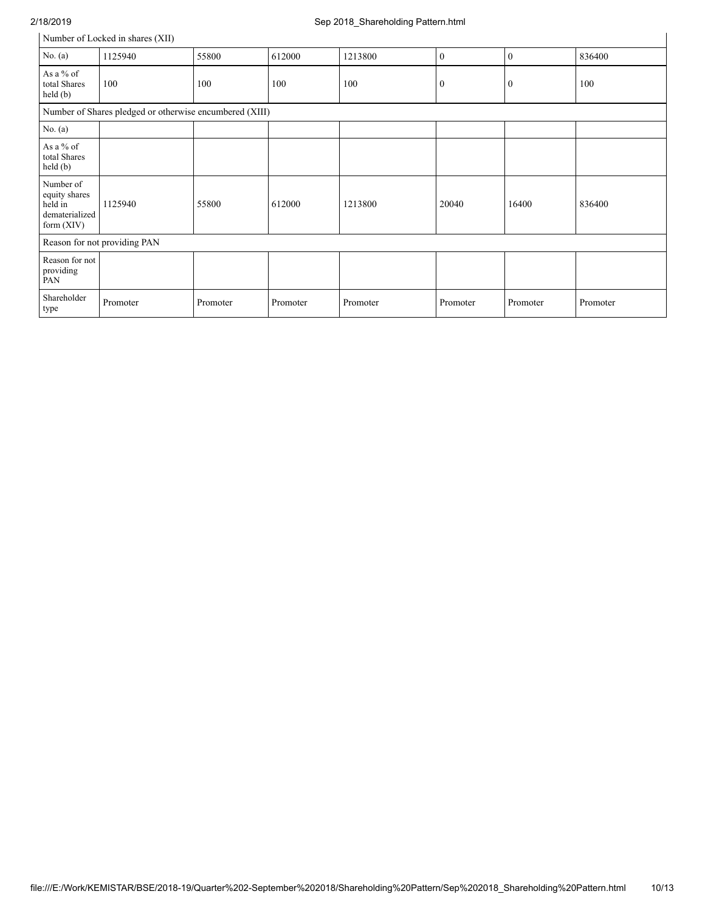| Number of Locked in shares (XII) | | | | | | | |
|---|---|---|---|---|---|---|---|
| No. (a) | 1125940 | 55800 | 612000 | 1213800 | 0 | 0 | 836400 |
| As a % of total Shares held (b) | 100 | 100 | 100 | 100 | 0 | 0 | 100 |
| Number of Shares pledged or otherwise encumbered (XIII) | | | | | | | |
| No. (a) | | | | | | | |
| As a % of total Shares held (b) | | | | | | | |
| Number of equity shares held in dematerialized form (XIV) | 1125940 | 55800 | 612000 | 1213800 | 20040 | 16400 | 836400 |
| Reason for not providing PAN | | | | | | | |
| Reason for not providing PAN | | | | | | | |
| Shareholder type | Promoter | Promoter | Promoter | Promoter | Promoter | Promoter | Promoter |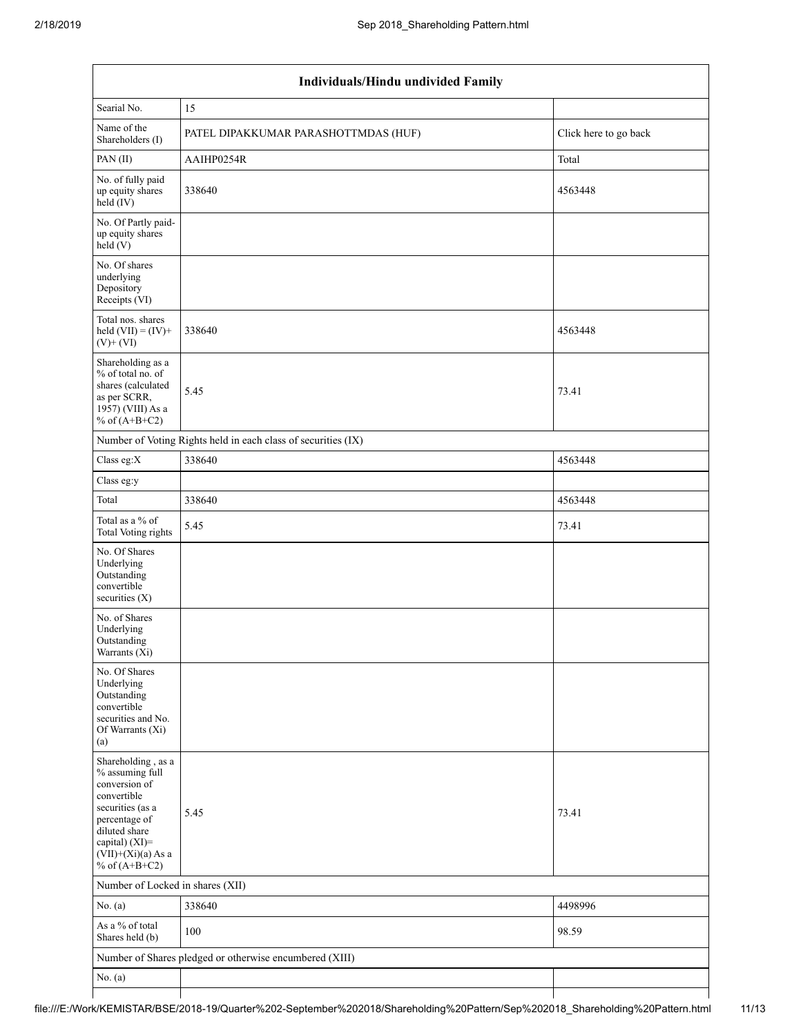| Individuals/Hindu undivided Family | | |
|---|---|---|
| Searial No. | 15 | |
| Name of the Shareholders (I) | PATEL DIPAKKUMAR PARASHOTTMDAS (HUF) | Click here to go back |
| PAN (II) | AAIHP0254R | Total |
| No. of fully paid up equity shares held (IV) | 338640 | 4563448 |
| No. Of Partly paid-up equity shares held (V) | | |
| No. Of shares underlying Depository Receipts (VI) | | |
| Total nos. shares held (VII) = (IV)+(V)+ (VI) | 338640 | 4563448 |
| Shareholding as a % of total no. of shares (calculated as per SCRR, 1957) (VIII) As a % of (A+B+C2) | 5.45 | 73.41 |
| Number of Voting Rights held in each class of securities (IX) | | |
| Class eg:X | 338640 | 4563448 |
| Class eg:y | | |
| Total | 338640 | 4563448 |
| Total as a % of Total Voting rights | 5.45 | 73.41 |
| No. Of Shares Underlying Outstanding convertible securities (X) | | |
| No. of Shares Underlying Outstanding Warrants (Xi) | | |
| No. Of Shares Underlying Outstanding convertible securities and No. Of Warrants (Xi) (a) | | |
| Shareholding , as a % assuming full conversion of convertible securities (as a percentage of diluted share capital) (XI)= (VII)+(Xi)(a) As a % of (A+B+C2) | 5.45 | 73.41 |
| Number of Locked in shares (XII) | | |
| No. (a) | 338640 | 4498996 |
| As a % of total Shares held (b) | 100 | 98.59 |
| Number of Shares pledged or otherwise encumbered (XIII) | | |
| No. (a) | | |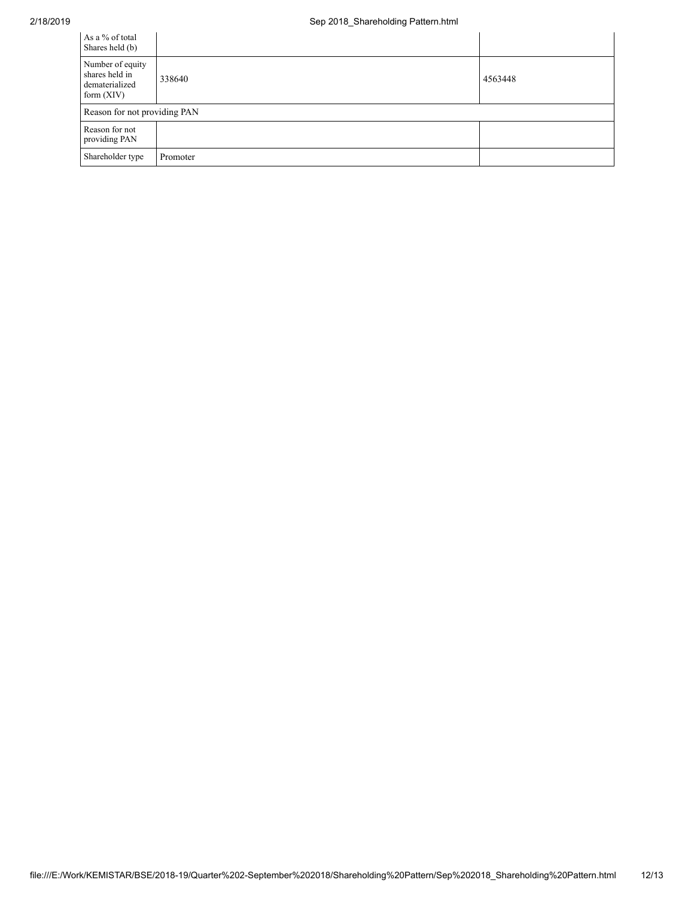| As a % of total Shares held (b) | | |
|---|---|---|
| Number of equity shares held in dematerialized form (XIV) | 338640 | 4563448 |
| Reason for not providing PAN | | |
| Reason for not providing PAN | | |
| Shareholder type | Promoter | |